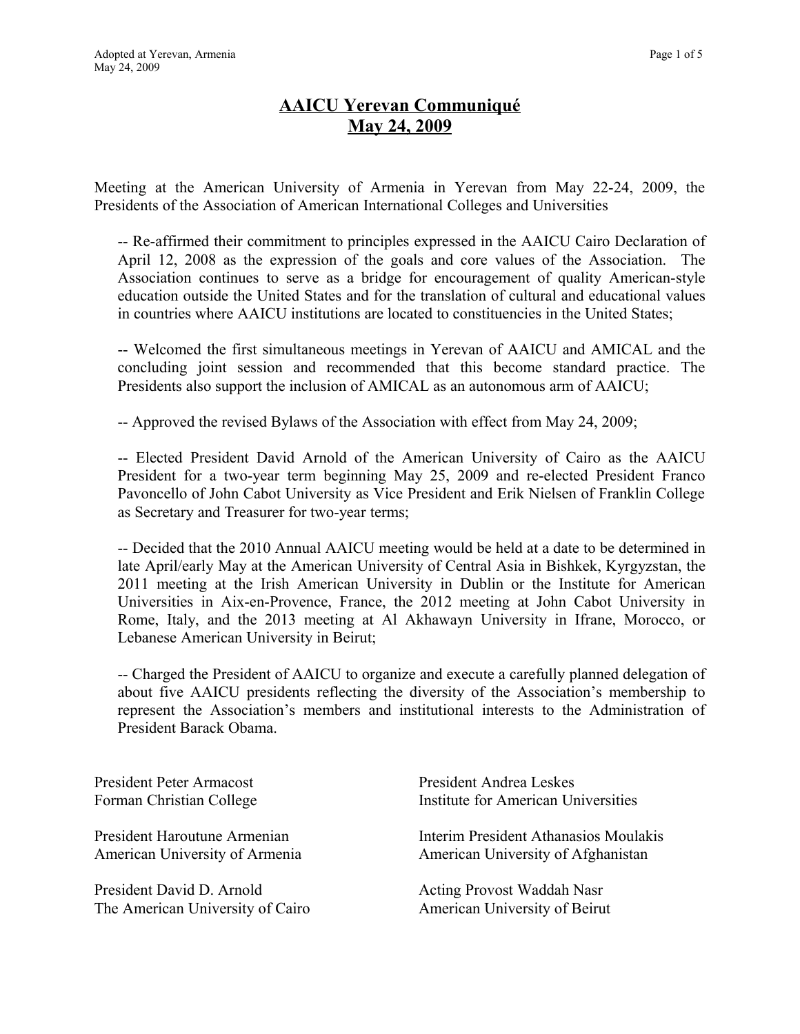# AAICU Yerevan Communiqué
## May 24, 2009

Meeting at the American University of Armenia in Yerevan from May 22-24, 2009, the Presidents of the Association of American International Colleges and Universities

-- Re-affirmed their commitment to principles expressed in the AAICU Cairo Declaration of April 12, 2008 as the expression of the goals and core values of the Association. The Association continues to serve as a bridge for encouragement of quality American-style education outside the United States and for the translation of cultural and educational values in countries where AAICU institutions are located to constituencies in the United States;

-- Welcomed the first simultaneous meetings in Yerevan of AAICU and AMICAL and the concluding joint session and recommended that this become standard practice. The Presidents also support the inclusion of AMICAL as an autonomous arm of AAICU;

-- Approved the revised Bylaws of the Association with effect from May 24, 2009;

-- Elected President David Arnold of the American University of Cairo as the AAICU President for a two-year term beginning May 25, 2009 and re-elected President Franco Pavoncello of John Cabot University as Vice President and Erik Nielsen of Franklin College as Secretary and Treasurer for two-year terms;

-- Decided that the 2010 Annual AAICU meeting would be held at a date to be determined in late April/early May at the American University of Central Asia in Bishkek, Kyrgyzstan, the 2011 meeting at the Irish American University in Dublin or the Institute for American Universities in Aix-en-Provence, France, the 2012 meeting at John Cabot University in Rome, Italy, and the 2013 meeting at Al Akhawayn University in Ifrane, Morocco, or Lebanese American University in Beirut;

-- Charged the President of AAICU to organize and execute a carefully planned delegation of about five AAICU presidents reflecting the diversity of the Association's membership to represent the Association's members and institutional interests to the Administration of President Barack Obama.

President Peter Armacost
Forman Christian College

President Haroutune Armenian
American University of Armenia

President David D. Arnold
The American University of Cairo

President Andrea Leskes
Institute for American Universities

Interim President Athanasios Moulakis
American University of Afghanistan

Acting Provost Waddah Nasr
American University of Beirut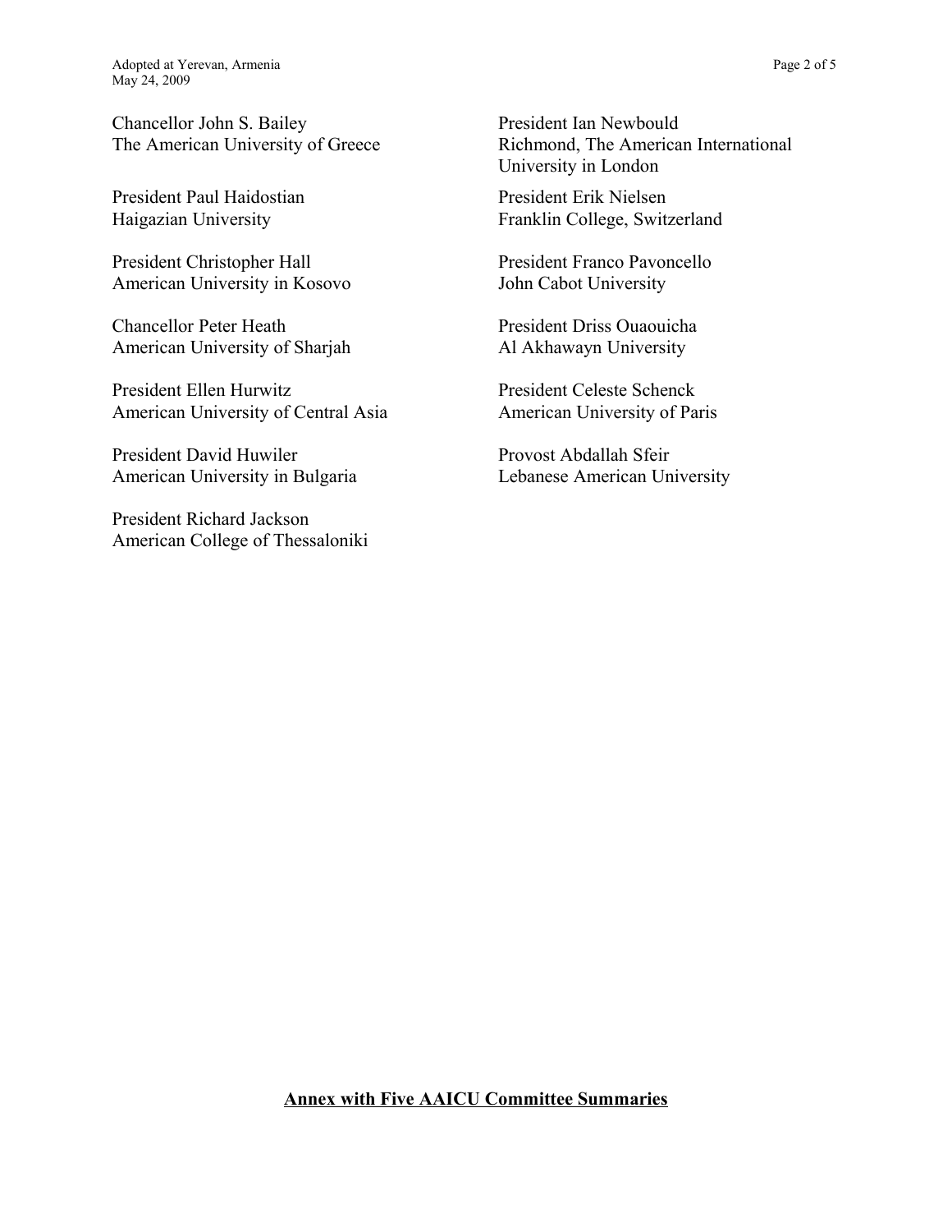Chancellor John S. Bailey
The American University of Greece

President Paul Haidostian
Haigazian University

President Christopher Hall
American University in Kosovo

Chancellor Peter Heath
American University of Sharjah

President Ellen Hurwitz
American University of Central Asia

President David Huwiler
American University in Bulgaria

President Richard Jackson
American College of Thessaloniki

President Ian Newbould
Richmond, The American International University in London

President Erik Nielsen
Franklin College, Switzerland

President Franco Pavoncello
John Cabot University

President Driss Ouaouicha
Al Akhawayn University

President Celeste Schenck
American University of Paris

Provost Abdallah Sfeir
Lebanese American University

**Annex with Five AAICU Committee Summaries**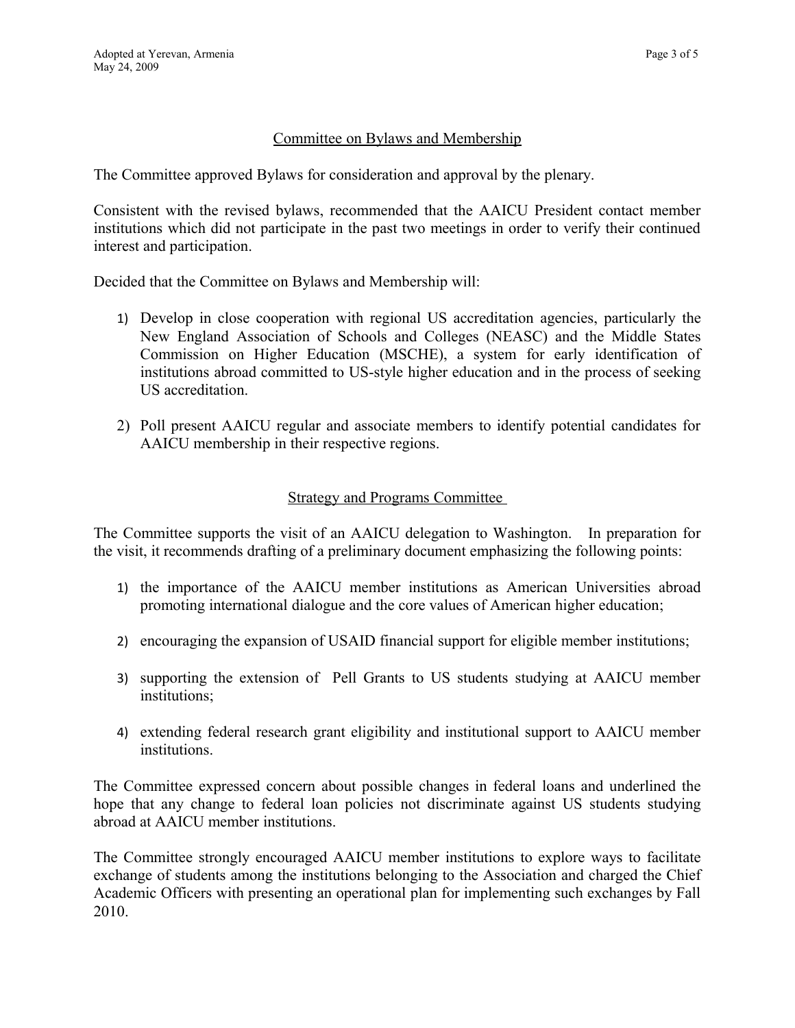## Committee on Bylaws and Membership

The Committee approved Bylaws for consideration and approval by the plenary.

Consistent with the revised bylaws, recommended that the AAICU President contact member institutions which did not participate in the past two meetings in order to verify their continued interest and participation.

Decided that the Committee on Bylaws and Membership will:

1) Develop in close cooperation with regional US accreditation agencies, particularly the New England Association of Schools and Colleges (NEASC) and the Middle States Commission on Higher Education (MSCHE), a system for early identification of institutions abroad committed to US-style higher education and in the process of seeking US accreditation.

2) Poll present AAICU regular and associate members to identify potential candidates for AAICU membership in their respective regions.

## Strategy and Programs Committee

The Committee supports the visit of an AAICU delegation to Washington. In preparation for the visit, it recommends drafting of a preliminary document emphasizing the following points:

1) the importance of the AAICU member institutions as American Universities abroad promoting international dialogue and the core values of American higher education;

2) encouraging the expansion of USAID financial support for eligible member institutions;

3) supporting the extension of Pell Grants to US students studying at AAICU member institutions;

4) extending federal research grant eligibility and institutional support to AAICU member institutions.

The Committee expressed concern about possible changes in federal loans and underlined the hope that any change to federal loan policies not discriminate against US students studying abroad at AAICU member institutions.

The Committee strongly encouraged AAICU member institutions to explore ways to facilitate exchange of students among the institutions belonging to the Association and charged the Chief Academic Officers with presenting an operational plan for implementing such exchanges by Fall 2010.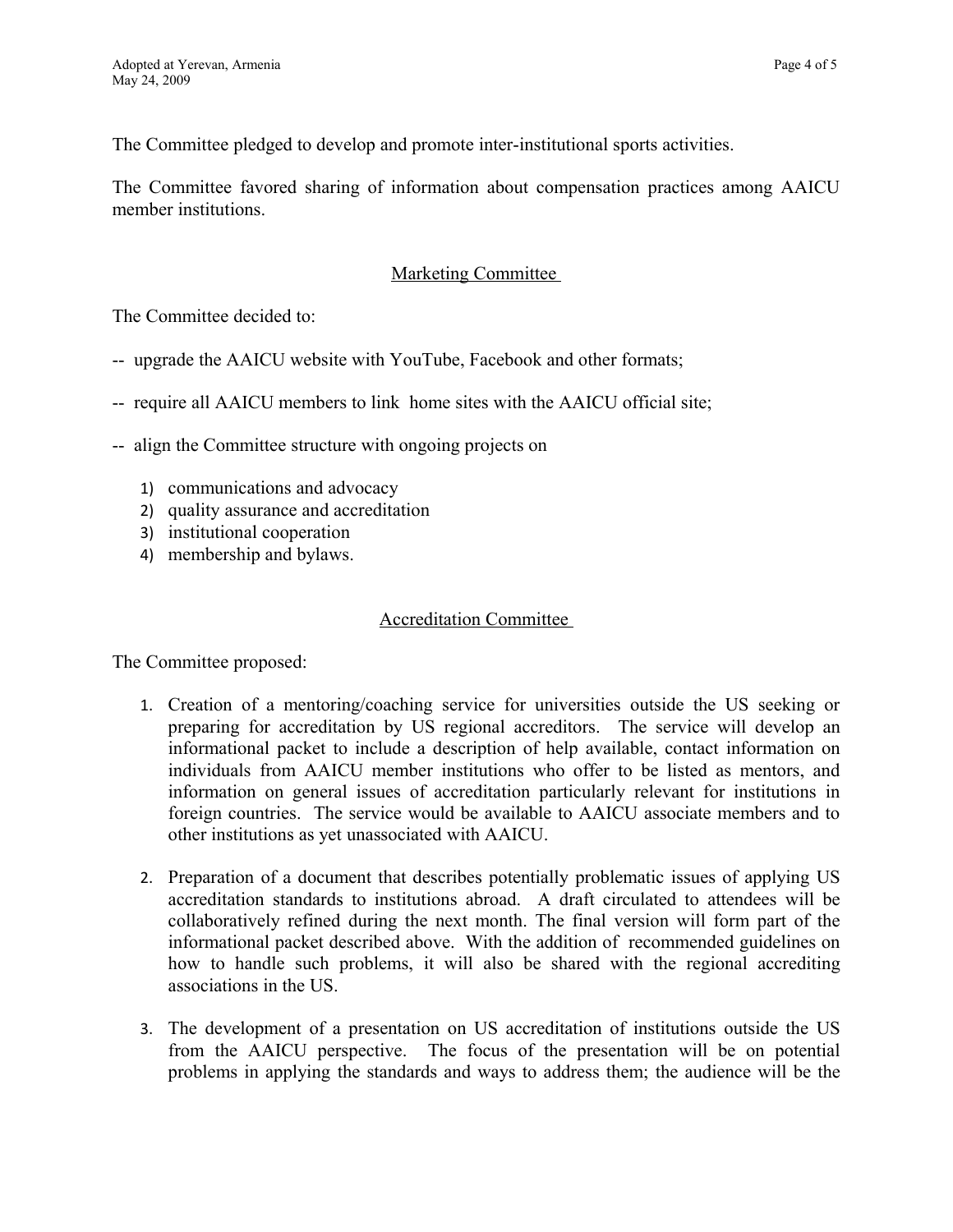The Committee pledged to develop and promote inter-institutional sports activities.

The Committee favored sharing of information about compensation practices among AAICU member institutions.

## Marketing Committee

The Committee decided to:

-- upgrade the AAICU website with YouTube, Facebook and other formats;

-- require all AAICU members to link home sites with the AAICU official site;

-- align the Committee structure with ongoing projects on

1) communications and advocacy
2) quality assurance and accreditation
3) institutional cooperation
4) membership and bylaws.

## Accreditation Committee

The Committee proposed:

1. Creation of a mentoring/coaching service for universities outside the US seeking or preparing for accreditation by US regional accreditors. The service will develop an informational packet to include a description of help available, contact information on individuals from AAICU member institutions who offer to be listed as mentors, and information on general issues of accreditation particularly relevant for institutions in foreign countries. The service would be available to AAICU associate members and to other institutions as yet unassociated with AAICU.

2. Preparation of a document that describes potentially problematic issues of applying US accreditation standards to institutions abroad. A draft circulated to attendees will be collaboratively refined during the next month. The final version will form part of the informational packet described above. With the addition of recommended guidelines on how to handle such problems, it will also be shared with the regional accrediting associations in the US.

3. The development of a presentation on US accreditation of institutions outside the US from the AAICU perspective. The focus of the presentation will be on potential problems in applying the standards and ways to address them; the audience will be the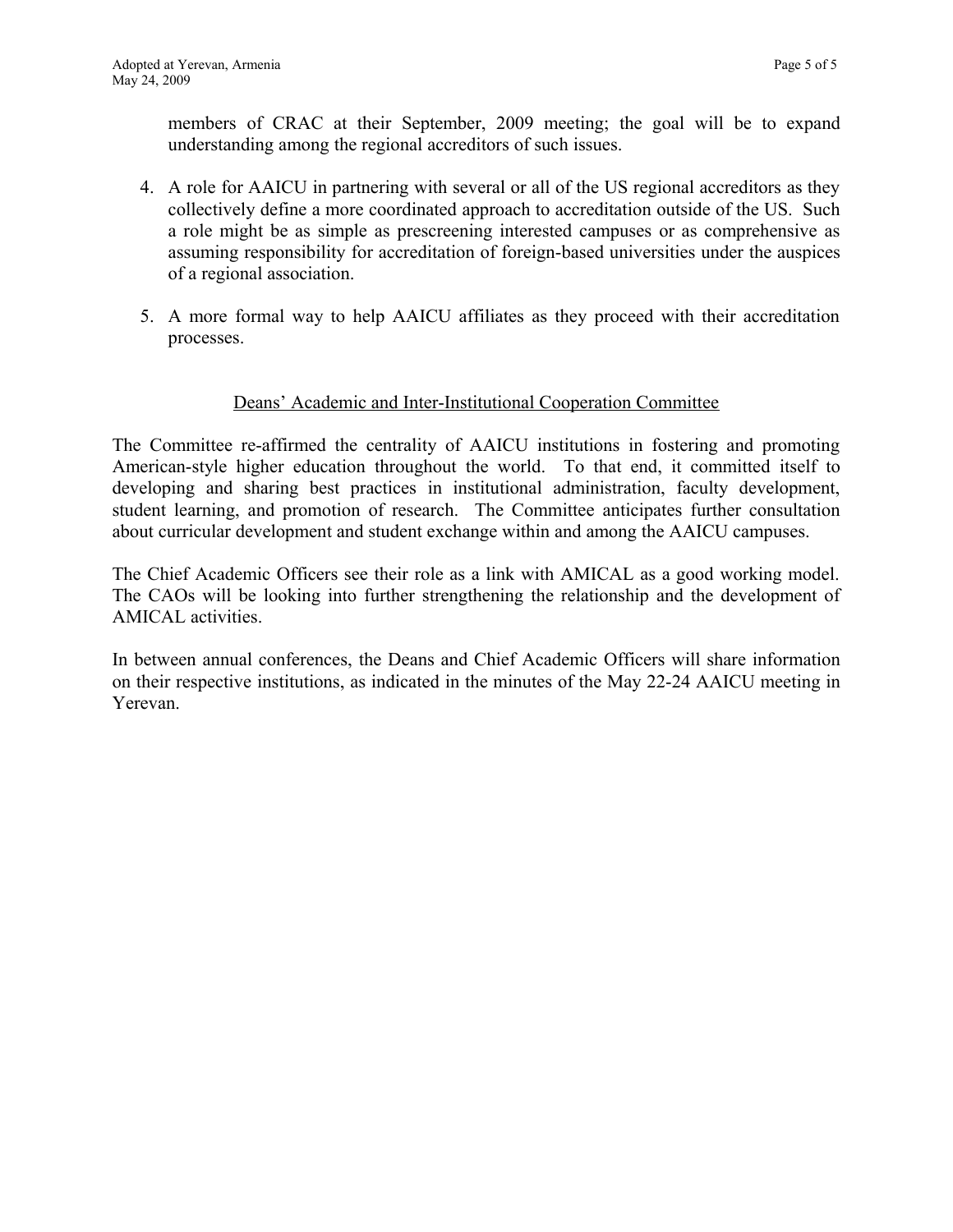members of CRAC at their September, 2009 meeting; the goal will be to expand understanding among the regional accreditors of such issues.

4. A role for AAICU in partnering with several or all of the US regional accreditors as they collectively define a more coordinated approach to accreditation outside of the US. Such a role might be as simple as prescreening interested campuses or as comprehensive as assuming responsibility for accreditation of foreign-based universities under the auspices of a regional association.

5. A more formal way to help AAICU affiliates as they proceed with their accreditation processes.

## Deans' Academic and Inter-Institutional Cooperation Committee

The Committee re-affirmed the centrality of AAICU institutions in fostering and promoting American-style higher education throughout the world. To that end, it committed itself to developing and sharing best practices in institutional administration, faculty development, student learning, and promotion of research. The Committee anticipates further consultation about curricular development and student exchange within and among the AAICU campuses.

The Chief Academic Officers see their role as a link with AMICAL as a good working model. The CAOs will be looking into further strengthening the relationship and the development of AMICAL activities.

In between annual conferences, the Deans and Chief Academic Officers will share information on their respective institutions, as indicated in the minutes of the May 22-24 AAICU meeting in Yerevan.